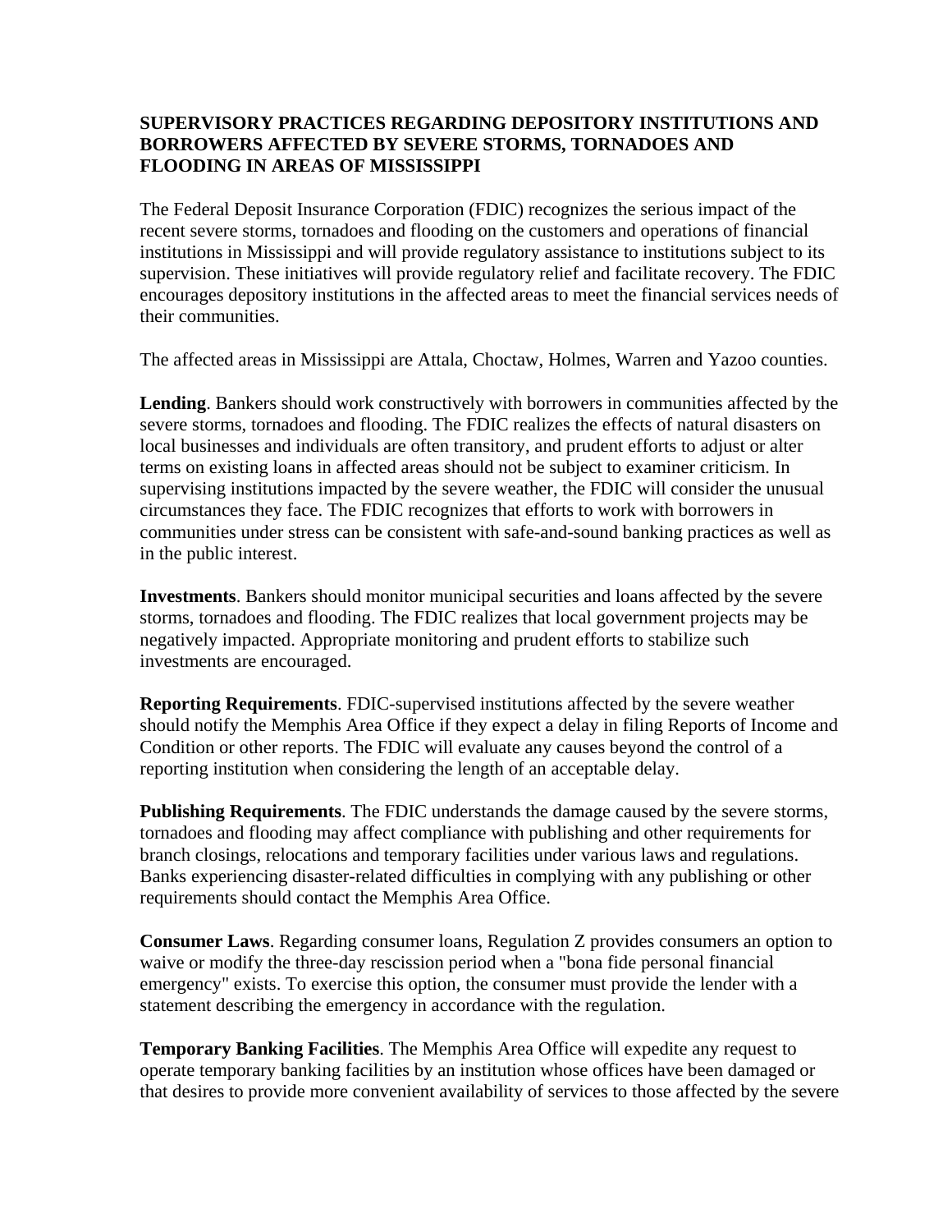**SUPERVISORY PRACTICES REGARDING DEPOSITORY INSTITUTIONS AND BORROWERS AFFECTED BY SEVERE STORMS, TORNADOES AND FLOODING IN AREAS OF MISSISSIPPI**

The Federal Deposit Insurance Corporation (FDIC) recognizes the serious impact of the recent severe storms, tornadoes and flooding on the customers and operations of financial institutions in Mississippi and will provide regulatory assistance to institutions subject to its supervision. These initiatives will provide regulatory relief and facilitate recovery. The FDIC encourages depository institutions in the affected areas to meet the financial services needs of their communities.

The affected areas in Mississippi are Attala, Choctaw, Holmes, Warren and Yazoo counties.

**Lending**. Bankers should work constructively with borrowers in communities affected by the severe storms, tornadoes and flooding. The FDIC realizes the effects of natural disasters on local businesses and individuals are often transitory, and prudent efforts to adjust or alter terms on existing loans in affected areas should not be subject to examiner criticism. In supervising institutions impacted by the severe weather, the FDIC will consider the unusual circumstances they face. The FDIC recognizes that efforts to work with borrowers in communities under stress can be consistent with safe-and-sound banking practices as well as in the public interest.

**Investments**. Bankers should monitor municipal securities and loans affected by the severe storms, tornadoes and flooding. The FDIC realizes that local government projects may be negatively impacted. Appropriate monitoring and prudent efforts to stabilize such investments are encouraged.

**Reporting Requirements**. FDIC-supervised institutions affected by the severe weather should notify the Memphis Area Office if they expect a delay in filing Reports of Income and Condition or other reports. The FDIC will evaluate any causes beyond the control of a reporting institution when considering the length of an acceptable delay.

**Publishing Requirements**. The FDIC understands the damage caused by the severe storms, tornadoes and flooding may affect compliance with publishing and other requirements for branch closings, relocations and temporary facilities under various laws and regulations. Banks experiencing disaster-related difficulties in complying with any publishing or other requirements should contact the Memphis Area Office.

**Consumer Laws**. Regarding consumer loans, Regulation Z provides consumers an option to waive or modify the three-day rescission period when a "bona fide personal financial emergency" exists. To exercise this option, the consumer must provide the lender with a statement describing the emergency in accordance with the regulation.

**Temporary Banking Facilities**. The Memphis Area Office will expedite any request to operate temporary banking facilities by an institution whose offices have been damaged or that desires to provide more convenient availability of services to those affected by the severe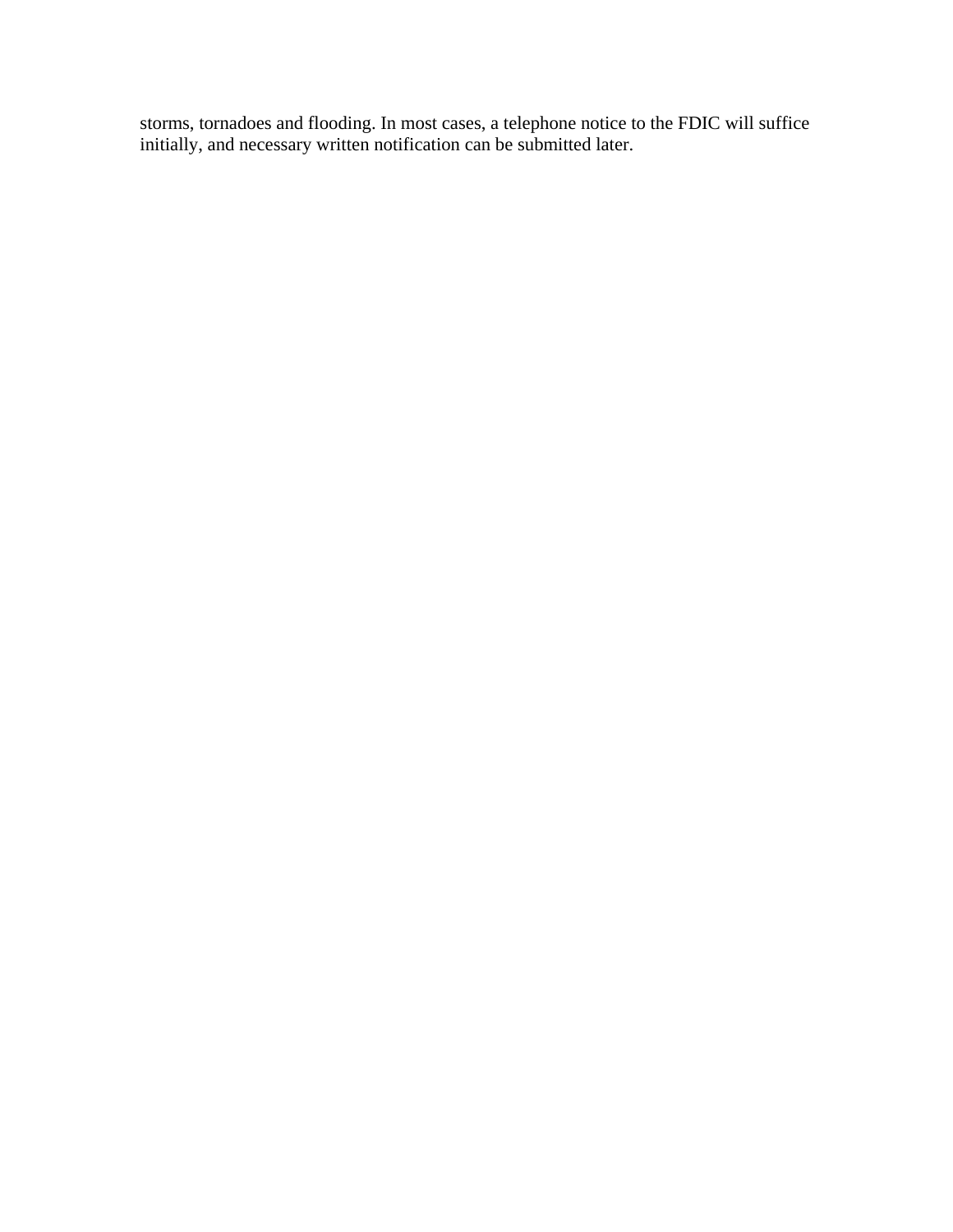storms, tornadoes and flooding. In most cases, a telephone notice to the FDIC will suffice initially, and necessary written notification can be submitted later.